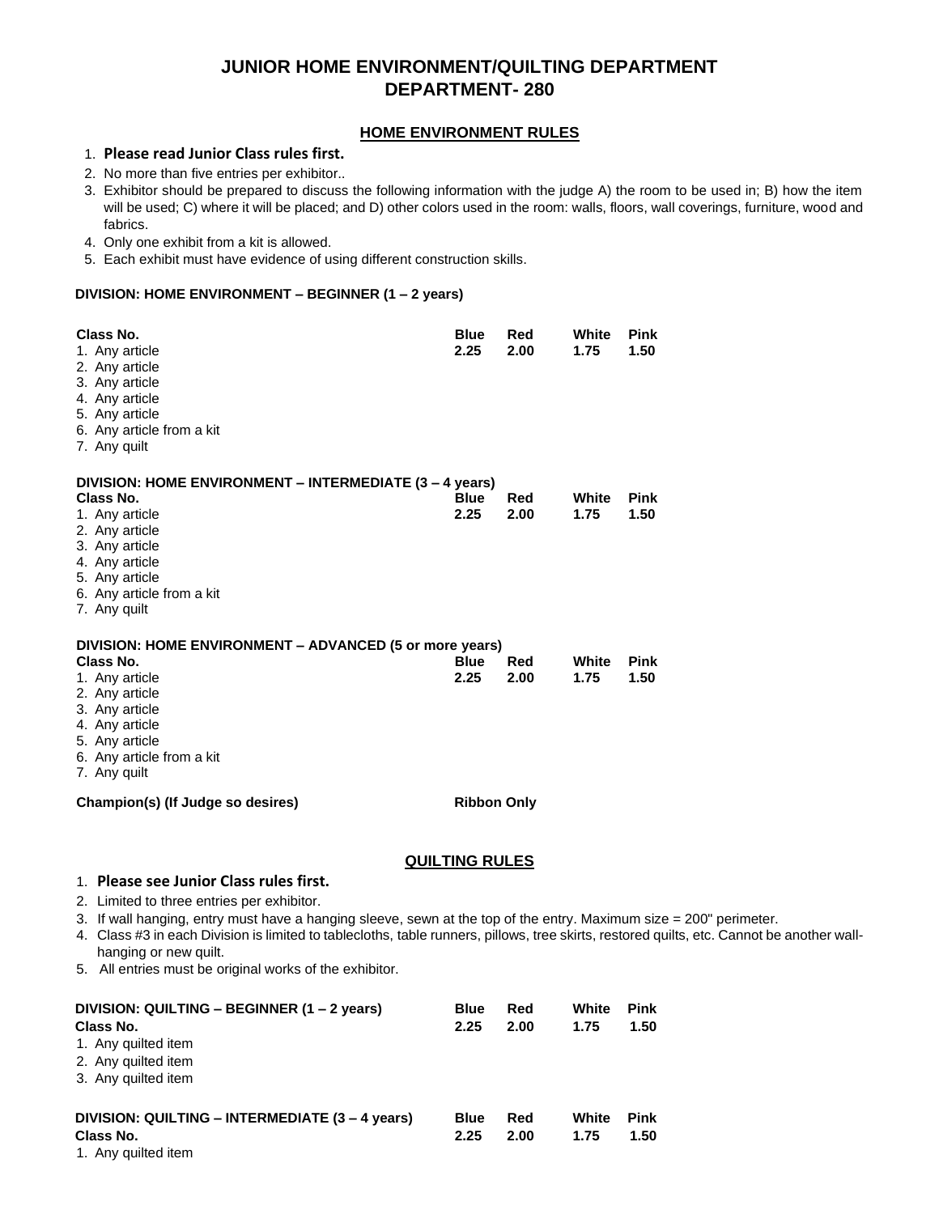# JUNIOR HOME ENVIRONMENT/QUILTING DEPARTMENT
# DEPARTMENT- 280

## HOME ENVIRONMENT RULES

1. **Please read Junior Class rules first.**
2. No more than five entries per exhibitor..
3. Exhibitor should be prepared to discuss the following information with the judge A) the room to be used in; B) how the item will be used; C) where it will be placed; and D) other colors used in the room: walls, floors, wall coverings, furniture, wood and fabrics.
4. Only one exhibit from a kit is allowed.
5. Each exhibit must have evidence of using different construction skills.

### DIVISION: HOME ENVIRONMENT – BEGINNER (1 – 2 years)

| Class No. | Blue | Red | White | Pink |
|---|---|---|---|---|
| 1. Any article | 2.25 | 2.00 | 1.75 | 1.50 |
| 2. Any article | | | | |
| 3. Any article | | | | |
| 4. Any article | | | | |
| 5. Any article | | | | |
| 6. Any article from a kit | | | | |
| 7. Any quilt | | | | |

### DIVISION: HOME ENVIRONMENT – INTERMEDIATE (3 – 4 years)

| Class No. | Blue | Red | White | Pink |
|---|---|---|---|---|
| 1. Any article | 2.25 | 2.00 | 1.75 | 1.50 |
| 2. Any article | | | | |
| 3. Any article | | | | |
| 4. Any article | | | | |
| 5. Any article | | | | |
| 6. Any article from a kit | | | | |
| 7. Any quilt | | | | |

### DIVISION: HOME ENVIRONMENT – ADVANCED (5 or more years)

| Class No. | Blue | Red | White | Pink |
|---|---|---|---|---|
| 1. Any article | 2.25 | 2.00 | 1.75 | 1.50 |
| 2. Any article | | | | |
| 3. Any article | | | | |
| 4. Any article | | | | |
| 5. Any article | | | | |
| 6. Any article from a kit | | | | |
| 7. Any quilt | | | | |

**Champion(s) (If Judge so desires)** **Ribbon Only**

## QUILTING RULES

1. **Please see Junior Class rules first.**
2. Limited to three entries per exhibitor.
3. If wall hanging, entry must have a hanging sleeve, sewn at the top of the entry. Maximum size = 200" perimeter.
4. Class #3 in each Division is limited to tablecloths, table runners, pillows, tree skirts, restored quilts, etc. Cannot be another wall-hanging or new quilt.
5. All entries must be original works of the exhibitor.

### DIVISION: QUILTING – BEGINNER (1 – 2 years)

| Class No. | Blue | Red | White | Pink |
|---|---|---|---|---|
| | 2.25 | 2.00 | 1.75 | 1.50 |
| 1. Any quilted item | | | | |
| 2. Any quilted item | | | | |
| 3. Any quilted item | | | | |

### DIVISION: QUILTING – INTERMEDIATE (3 – 4 years)

| Class No. | Blue | Red | White | Pink |
|---|---|---|---|---|
| | 2.25 | 2.00 | 1.75 | 1.50 |
| 1. Any quilted item | | | | |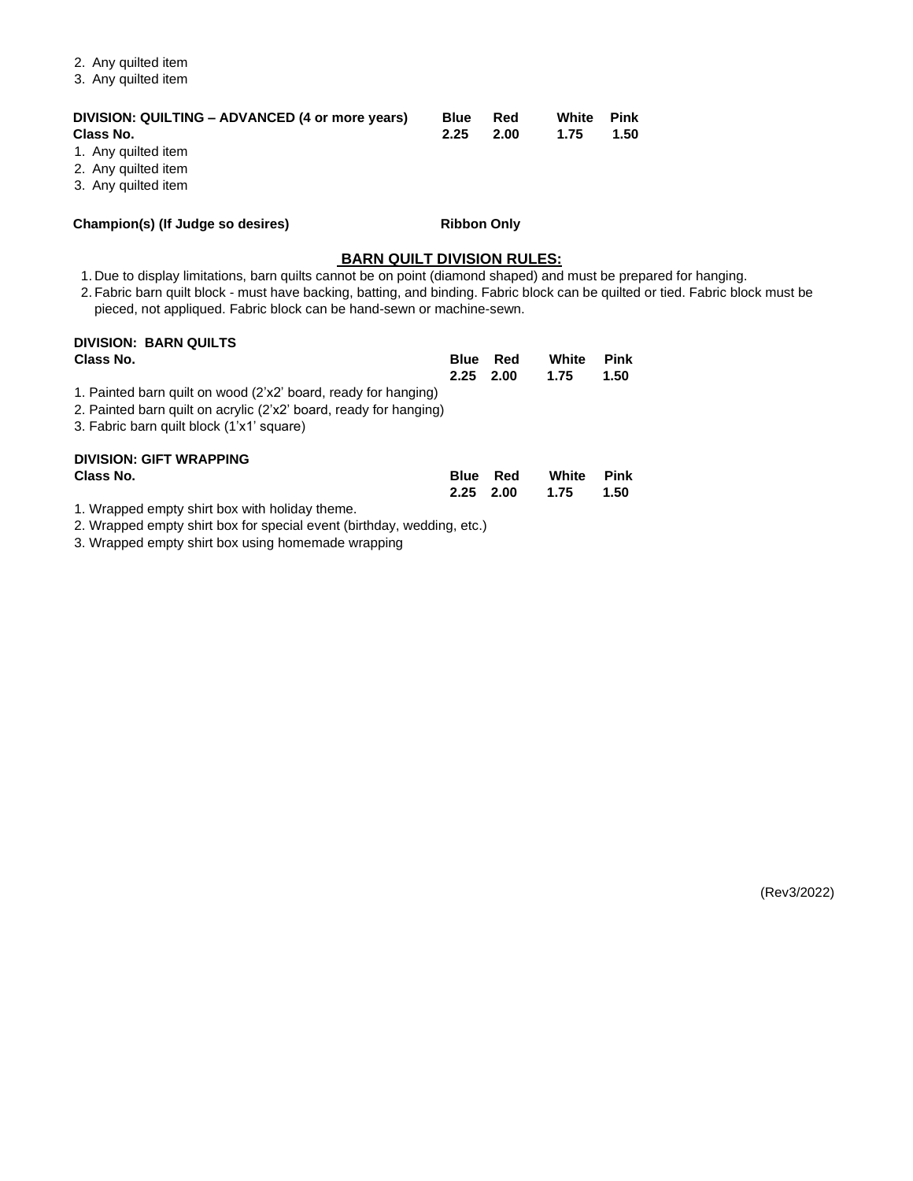2. Any quilted item
3. Any quilted item

| DIVISION: QUILTING – ADVANCED (4 or more years) | Blue | Red | White | Pink |
|---|---|---|---|---|
| Class No. | 2.25 | 2.00 | 1.75 | 1.50 |

1. Any quilted item
2. Any quilted item
3. Any quilted item

**Champion(s) (If Judge so desires)** **Ribbon Only**

## BARN QUILT DIVISION RULES:

1. Due to display limitations, barn quilts cannot be on point (diamond shaped) and must be prepared for hanging.
2. Fabric barn quilt block - must have backing, batting, and binding. Fabric block can be quilted or tied. Fabric block must be pieced, not appliqued. Fabric block can be hand-sewn or machine-sewn.

**DIVISION: BARN QUILTS**

| Class No. | Blue | Red | White | Pink |
|---|---|---|---|---|
| | 2.25 | 2.00 | 1.75 | 1.50 |

1. Painted barn quilt on wood (2'x2' board, ready for hanging)
2. Painted barn quilt on acrylic (2'x2' board, ready for hanging)
3. Fabric barn quilt block (1'x1' square)

**DIVISION: GIFT WRAPPING**

| Class No. | Blue | Red | White | Pink |
|---|---|---|---|---|
| | 2.25 | 2.00 | 1.75 | 1.50 |

1. Wrapped empty shirt box with holiday theme.
2. Wrapped empty shirt box for special event (birthday, wedding, etc.)
3. Wrapped empty shirt box using homemade wrapping

(Rev3/2022)